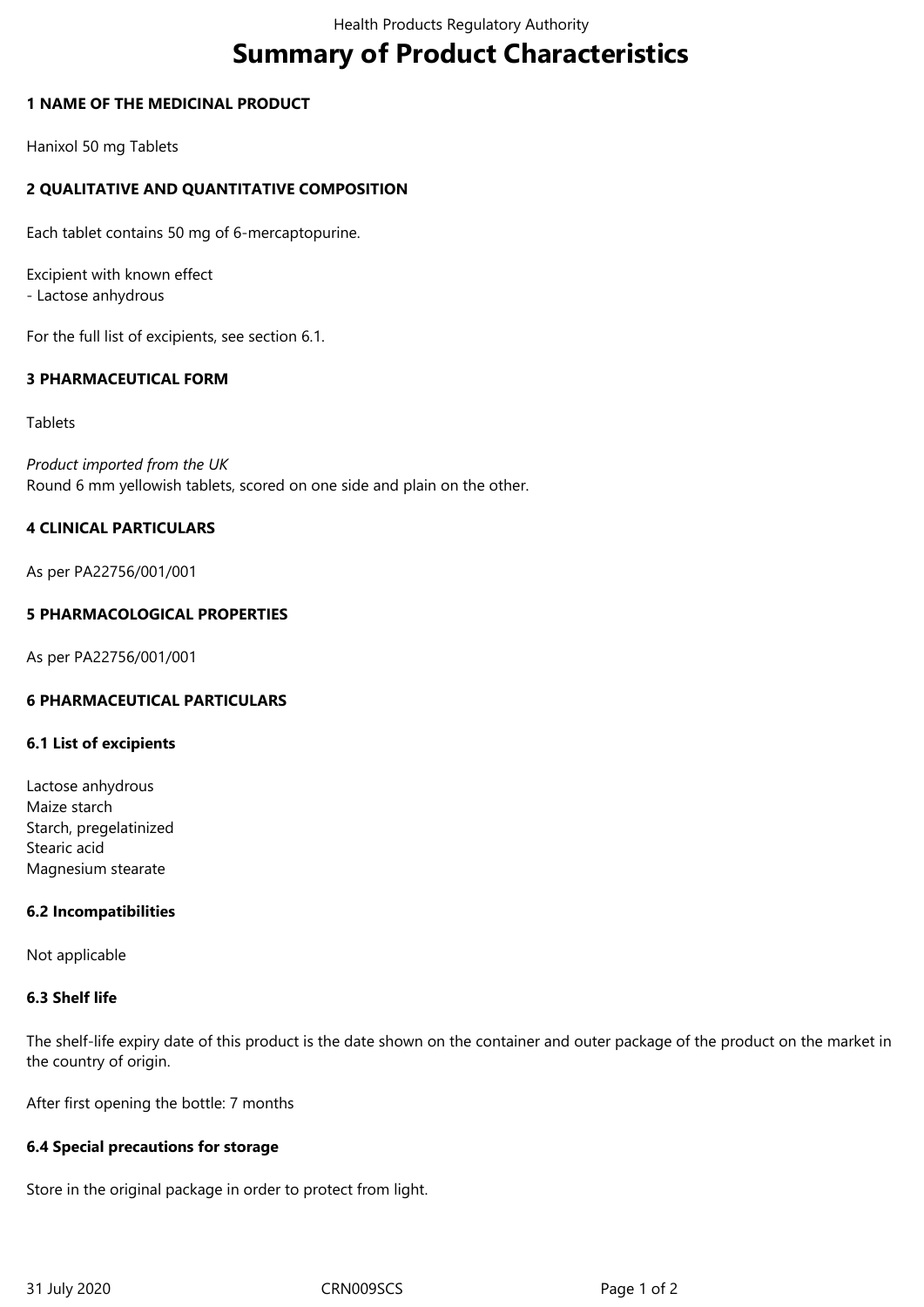# Summary of Product Characteristics

## 1 NAME OF THE MEDICINAL PRODUCT

Hanixol 50 mg Tablets

## 2 QUALITATIVE AND QUANTITATIVE COMPOSITION

Each tablet contains 50 mg of 6-mercaptopurine.

Excipient with known effect
- Lactose anhydrous

For the full list of excipients, see section 6.1.

## 3 PHARMACEUTICAL FORM

Tablets

*Product imported from the UK*
Round 6 mm yellowish tablets, scored on one side and plain on the other.

## 4 CLINICAL PARTICULARS

As per PA22756/001/001

## 5 PHARMACOLOGICAL PROPERTIES

As per PA22756/001/001

## 6 PHARMACEUTICAL PARTICULARS

### 6.1 List of excipients

Lactose anhydrous
Maize starch
Starch, pregelatinized
Stearic acid
Magnesium stearate

### 6.2 Incompatibilities

Not applicable

### 6.3 Shelf life

The shelf-life expiry date of this product is the date shown on the container and outer package of the product on the market in the country of origin.

After first opening the bottle: 7 months

### 6.4 Special precautions for storage

Store in the original package in order to protect from light.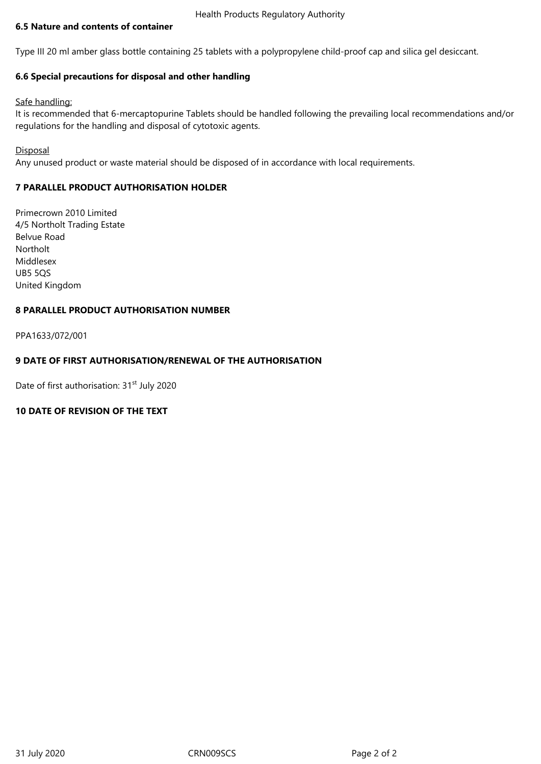## 6.5 Nature and contents of container

Type III 20 ml amber glass bottle containing 25 tablets with a polypropylene child-proof cap and silica gel desiccant.

## 6.6 Special precautions for disposal and other handling

Safe handling:

It is recommended that 6-mercaptopurine Tablets should be handled following the prevailing local recommendations and/or regulations for the handling and disposal of cytotoxic agents.

Disposal

Any unused product or waste material should be disposed of in accordance with local requirements.

# 7 PARALLEL PRODUCT AUTHORISATION HOLDER

Primecrown 2010 Limited
4/5 Northolt Trading Estate
Belvue Road
Northolt
Middlesex
UB5 5QS
United Kingdom

# 8 PARALLEL PRODUCT AUTHORISATION NUMBER

PPA1633/072/001

# 9 DATE OF FIRST AUTHORISATION/RENEWAL OF THE AUTHORISATION

Date of first authorisation: 31st July 2020

# 10 DATE OF REVISION OF THE TEXT